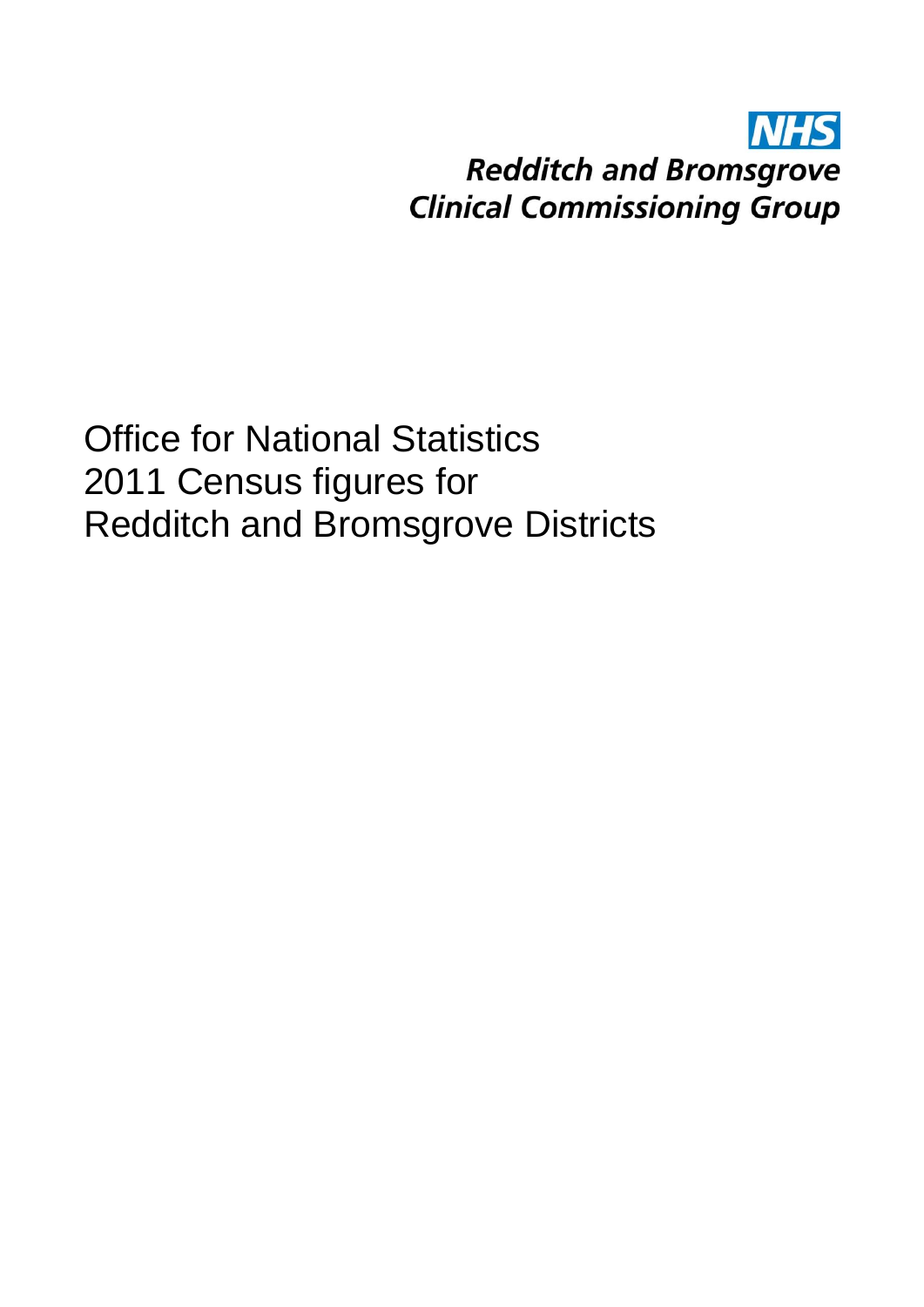**NHS**
***Redditch and Bromsgrove***
***Clinical Commissioning Group***

# Office for National Statistics 2011 Census figures for Redditch and Bromsgrove Districts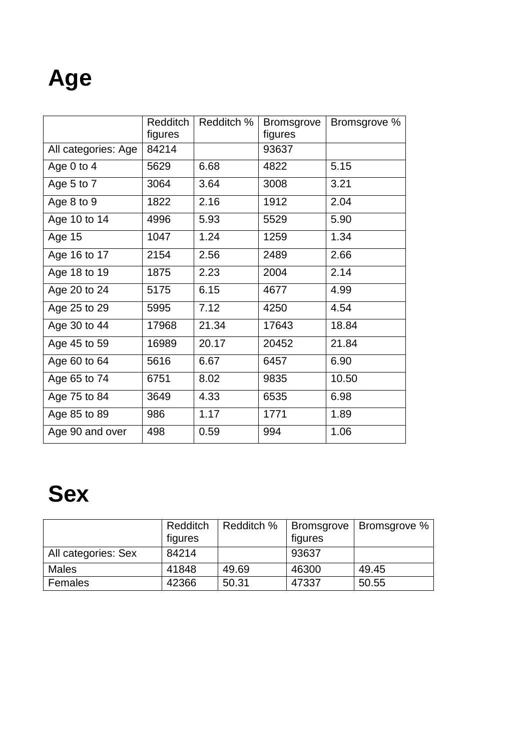# Age

| | Redditch figures | Redditch % | Bromsgrove figures | Bromsgrove % |
|---|---|---|---|---|
| All categories: Age | 84214 | | 93637 | |
| Age 0 to 4 | 5629 | 6.68 | 4822 | 5.15 |
| Age 5 to 7 | 3064 | 3.64 | 3008 | 3.21 |
| Age 8 to 9 | 1822 | 2.16 | 1912 | 2.04 |
| Age 10 to 14 | 4996 | 5.93 | 5529 | 5.90 |
| Age 15 | 1047 | 1.24 | 1259 | 1.34 |
| Age 16 to 17 | 2154 | 2.56 | 2489 | 2.66 |
| Age 18 to 19 | 1875 | 2.23 | 2004 | 2.14 |
| Age 20 to 24 | 5175 | 6.15 | 4677 | 4.99 |
| Age 25 to 29 | 5995 | 7.12 | 4250 | 4.54 |
| Age 30 to 44 | 17968 | 21.34 | 17643 | 18.84 |
| Age 45 to 59 | 16989 | 20.17 | 20452 | 21.84 |
| Age 60 to 64 | 5616 | 6.67 | 6457 | 6.90 |
| Age 65 to 74 | 6751 | 8.02 | 9835 | 10.50 |
| Age 75 to 84 | 3649 | 4.33 | 6535 | 6.98 |
| Age 85 to 89 | 986 | 1.17 | 1771 | 1.89 |
| Age 90 and over | 498 | 0.59 | 994 | 1.06 |

# Sex

| | Redditch figures | Redditch % | Bromsgrove figures | Bromsgrove % |
|---|---|---|---|---|
| All categories: Sex | 84214 | | 93637 | |
| Males | 41848 | 49.69 | 46300 | 49.45 |
| Females | 42366 | 50.31 | 47337 | 50.55 |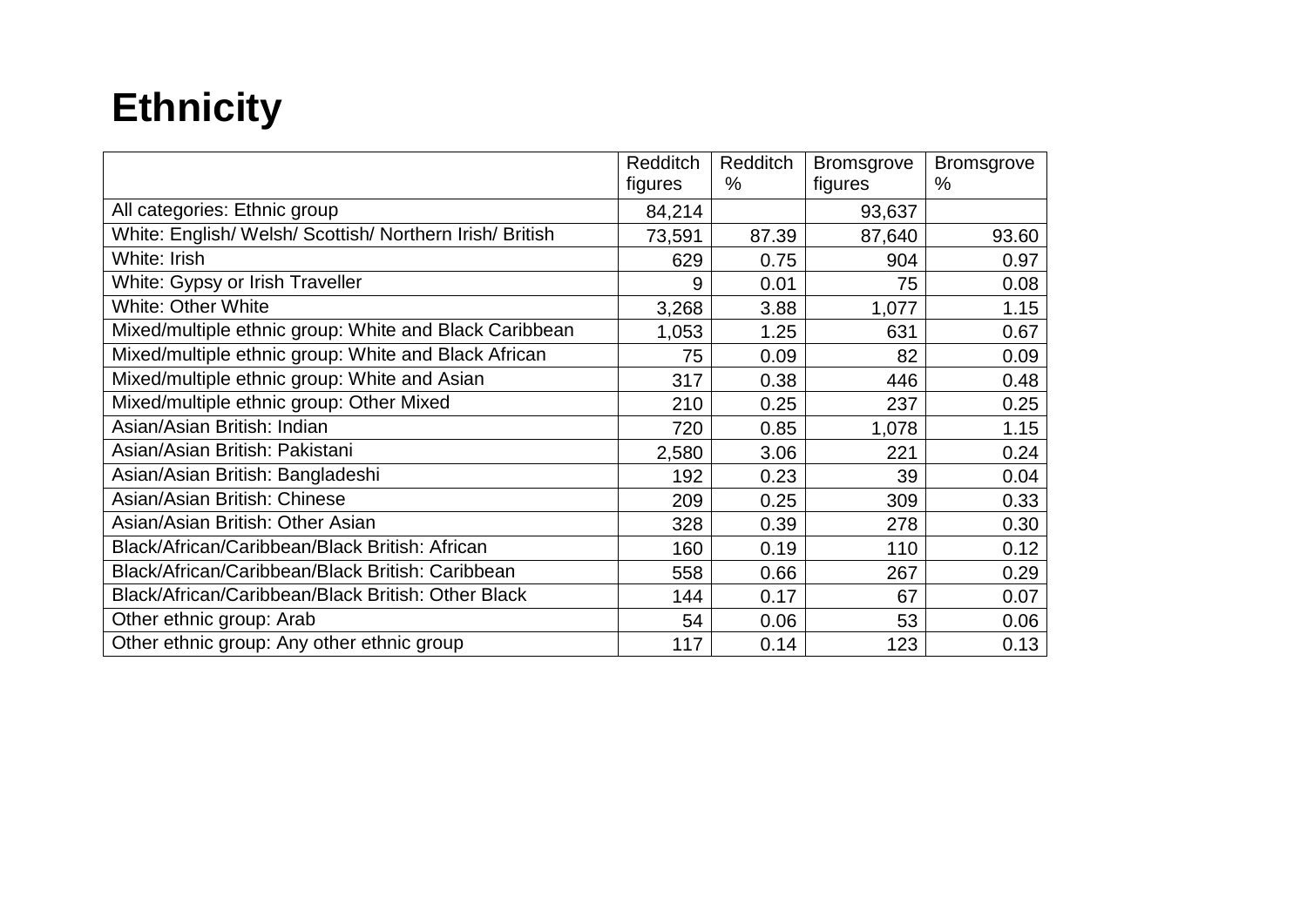# Ethnicity

| | Redditch figures | Redditch % | Bromsgrove figures | Bromsgrove % |
|---|---|---|---|---|
| All categories: Ethnic group | 84,214 | | 93,637 | |
| White: English/ Welsh/ Scottish/ Northern Irish/ British | 73,591 | 87.39 | 87,640 | 93.60 |
| White: Irish | 629 | 0.75 | 904 | 0.97 |
| White: Gypsy or Irish Traveller | 9 | 0.01 | 75 | 0.08 |
| White: Other White | 3,268 | 3.88 | 1,077 | 1.15 |
| Mixed/multiple ethnic group: White and Black Caribbean | 1,053 | 1.25 | 631 | 0.67 |
| Mixed/multiple ethnic group: White and Black African | 75 | 0.09 | 82 | 0.09 |
| Mixed/multiple ethnic group: White and Asian | 317 | 0.38 | 446 | 0.48 |
| Mixed/multiple ethnic group: Other Mixed | 210 | 0.25 | 237 | 0.25 |
| Asian/Asian British: Indian | 720 | 0.85 | 1,078 | 1.15 |
| Asian/Asian British: Pakistani | 2,580 | 3.06 | 221 | 0.24 |
| Asian/Asian British: Bangladeshi | 192 | 0.23 | 39 | 0.04 |
| Asian/Asian British: Chinese | 209 | 0.25 | 309 | 0.33 |
| Asian/Asian British: Other Asian | 328 | 0.39 | 278 | 0.30 |
| Black/African/Caribbean/Black British: African | 160 | 0.19 | 110 | 0.12 |
| Black/African/Caribbean/Black British: Caribbean | 558 | 0.66 | 267 | 0.29 |
| Black/African/Caribbean/Black British: Other Black | 144 | 0.17 | 67 | 0.07 |
| Other ethnic group: Arab | 54 | 0.06 | 53 | 0.06 |
| Other ethnic group: Any other ethnic group | 117 | 0.14 | 123 | 0.13 |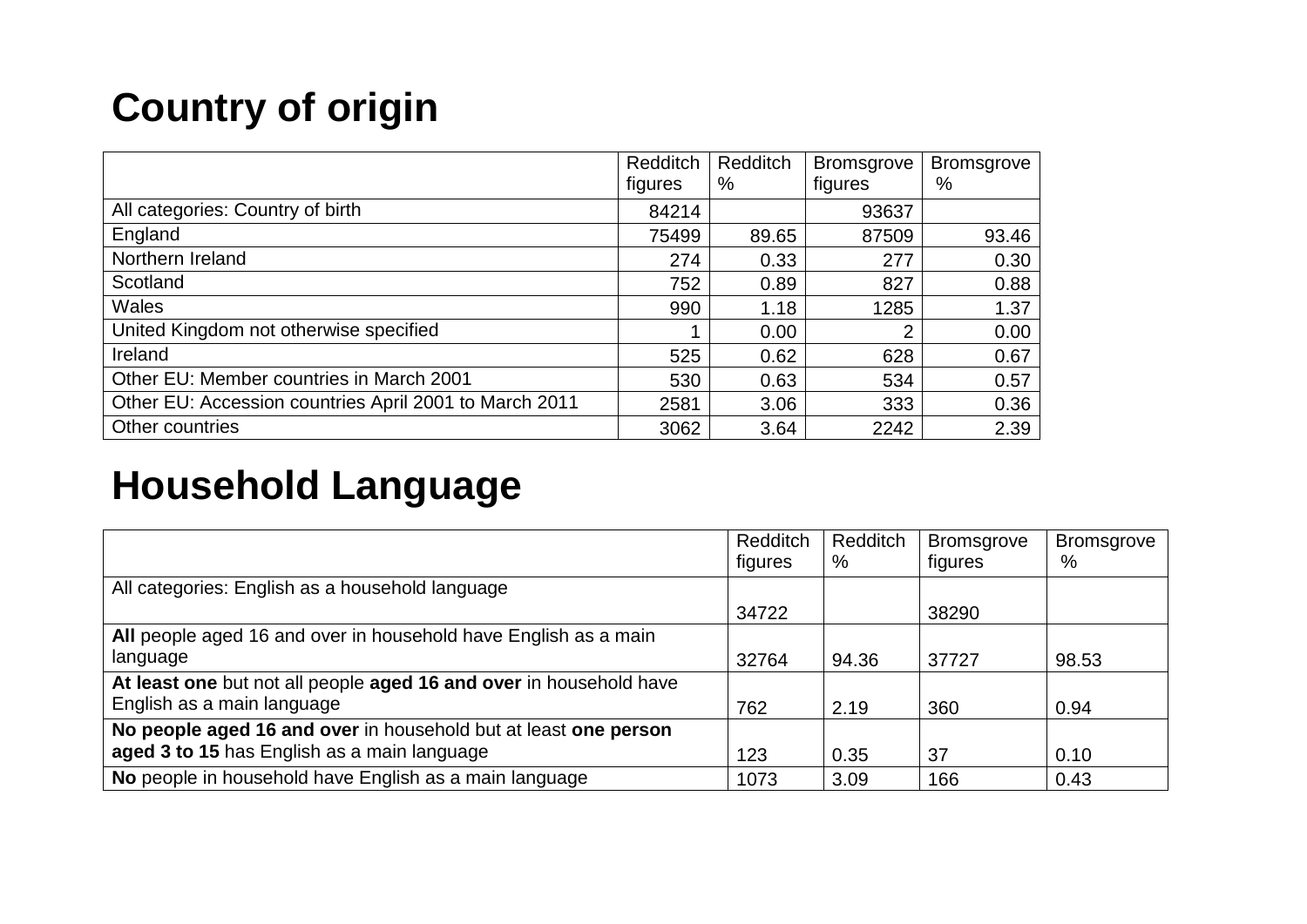# Country of origin

| | Redditch figures | Redditch % | Bromsgrove figures | Bromsgrove % |
|---|---|---|---|---|
| All categories: Country of birth | 84214 | | 93637 | |
| England | 75499 | 89.65 | 87509 | 93.46 |
| Northern Ireland | 274 | 0.33 | 277 | 0.30 |
| Scotland | 752 | 0.89 | 827 | 0.88 |
| Wales | 990 | 1.18 | 1285 | 1.37 |
| United Kingdom not otherwise specified | 1 | 0.00 | 2 | 0.00 |
| Ireland | 525 | 0.62 | 628 | 0.67 |
| Other EU: Member countries in March 2001 | 530 | 0.63 | 534 | 0.57 |
| Other EU: Accession countries April 2001 to March 2011 | 2581 | 3.06 | 333 | 0.36 |
| Other countries | 3062 | 3.64 | 2242 | 2.39 |

# Household Language

| | Redditch figures | Redditch % | Bromsgrove figures | Bromsgrove % |
|---|---|---|---|---|
| All categories: English as a household language | 34722 | | 38290 | |
| **All** people aged 16 and over in household have English as a main language | 32764 | 94.36 | 37727 | 98.53 |
| **At least one** but not all people **aged 16 and over** in household have English as a main language | 762 | 2.19 | 360 | 0.94 |
| **No people aged 16 and over** in household but at least **one person aged 3 to 15** has English as a main language | 123 | 0.35 | 37 | 0.10 |
| **No** people in household have English as a main language | 1073 | 3.09 | 166 | 0.43 |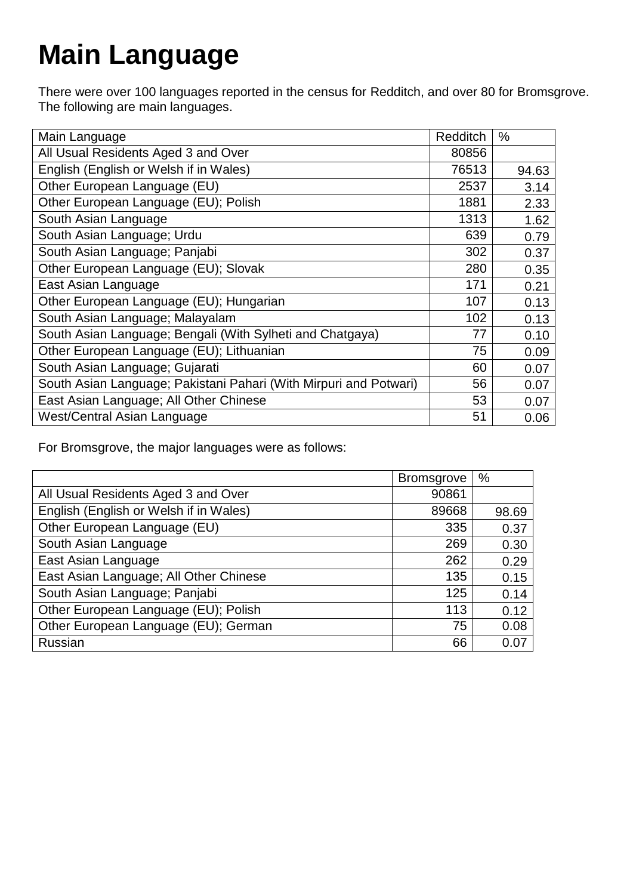# Main Language

There were over 100 languages reported in the census for Redditch, and over 80 for Bromsgrove. The following are main languages.

| Main Language | Redditch | % |
|---|---|---|
| All Usual Residents Aged 3 and Over | 80856 | |
| English (English or Welsh if in Wales) | 76513 | 94.63 |
| Other European Language (EU) | 2537 | 3.14 |
| Other European Language (EU); Polish | 1881 | 2.33 |
| South Asian Language | 1313 | 1.62 |
| South Asian Language; Urdu | 639 | 0.79 |
| South Asian Language; Panjabi | 302 | 0.37 |
| Other European Language (EU); Slovak | 280 | 0.35 |
| East Asian Language | 171 | 0.21 |
| Other European Language (EU); Hungarian | 107 | 0.13 |
| South Asian Language; Malayalam | 102 | 0.13 |
| South Asian Language; Bengali (With Sylheti and Chatgaya) | 77 | 0.10 |
| Other European Language (EU); Lithuanian | 75 | 0.09 |
| South Asian Language; Gujarati | 60 | 0.07 |
| South Asian Language; Pakistani Pahari (With Mirpuri and Potwari) | 56 | 0.07 |
| East Asian Language; All Other Chinese | 53 | 0.07 |
| West/Central Asian Language | 51 | 0.06 |

For Bromsgrove, the major languages were as follows:

| | Bromsgrove | % |
|---|---|---|
| All Usual Residents Aged 3 and Over | 90861 | |
| English (English or Welsh if in Wales) | 89668 | 98.69 |
| Other European Language (EU) | 335 | 0.37 |
| South Asian Language | 269 | 0.30 |
| East Asian Language | 262 | 0.29 |
| East Asian Language; All Other Chinese | 135 | 0.15 |
| South Asian Language; Panjabi | 125 | 0.14 |
| Other European Language (EU); Polish | 113 | 0.12 |
| Other European Language (EU); German | 75 | 0.08 |
| Russian | 66 | 0.07 |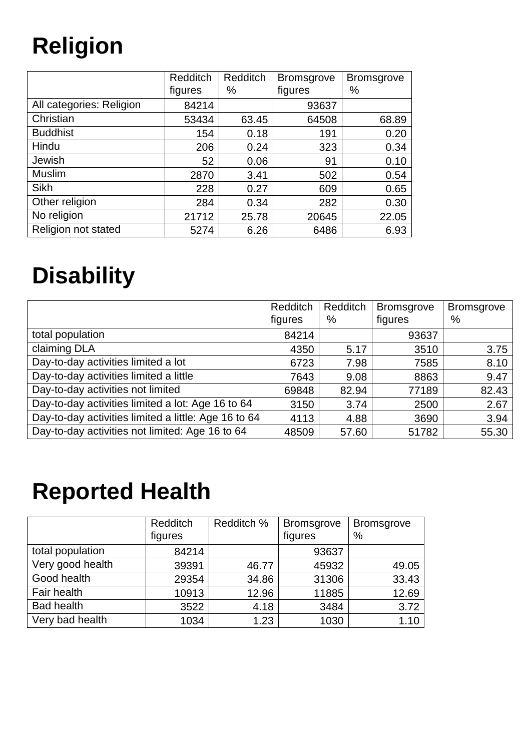# Religion

| | Redditch figures | Redditch % | Bromsgrove figures | Bromsgrove % |
|---|---|---|---|---|
| All categories: Religion | 84214 | | 93637 | |
| Christian | 53434 | 63.45 | 64508 | 68.89 |
| Buddhist | 154 | 0.18 | 191 | 0.20 |
| Hindu | 206 | 0.24 | 323 | 0.34 |
| Jewish | 52 | 0.06 | 91 | 0.10 |
| Muslim | 2870 | 3.41 | 502 | 0.54 |
| Sikh | 228 | 0.27 | 609 | 0.65 |
| Other religion | 284 | 0.34 | 282 | 0.30 |
| No religion | 21712 | 25.78 | 20645 | 22.05 |
| Religion not stated | 5274 | 6.26 | 6486 | 6.93 |

# Disability

| | Redditch figures | Redditch % | Bromsgrove figures | Bromsgrove % |
|---|---|---|---|---|
| total population | 84214 | | 93637 | |
| claiming DLA | 4350 | 5.17 | 3510 | 3.75 |
| Day-to-day activities limited a lot | 6723 | 7.98 | 7585 | 8.10 |
| Day-to-day activities limited a little | 7643 | 9.08 | 8863 | 9.47 |
| Day-to-day activities not limited | 69848 | 82.94 | 77189 | 82.43 |
| Day-to-day activities limited a lot: Age 16 to 64 | 3150 | 3.74 | 2500 | 2.67 |
| Day-to-day activities limited a little: Age 16 to 64 | 4113 | 4.88 | 3690 | 3.94 |
| Day-to-day activities not limited: Age 16 to 64 | 48509 | 57.60 | 51782 | 55.30 |

# Reported Health

| | Redditch figures | Redditch % | Bromsgrove figures | Bromsgrove % |
|---|---|---|---|---|
| total population | 84214 | | 93637 | |
| Very good health | 39391 | 46.77 | 45932 | 49.05 |
| Good health | 29354 | 34.86 | 31306 | 33.43 |
| Fair health | 10913 | 12.96 | 11885 | 12.69 |
| Bad health | 3522 | 4.18 | 3484 | 3.72 |
| Very bad health | 1034 | 1.23 | 1030 | 1.10 |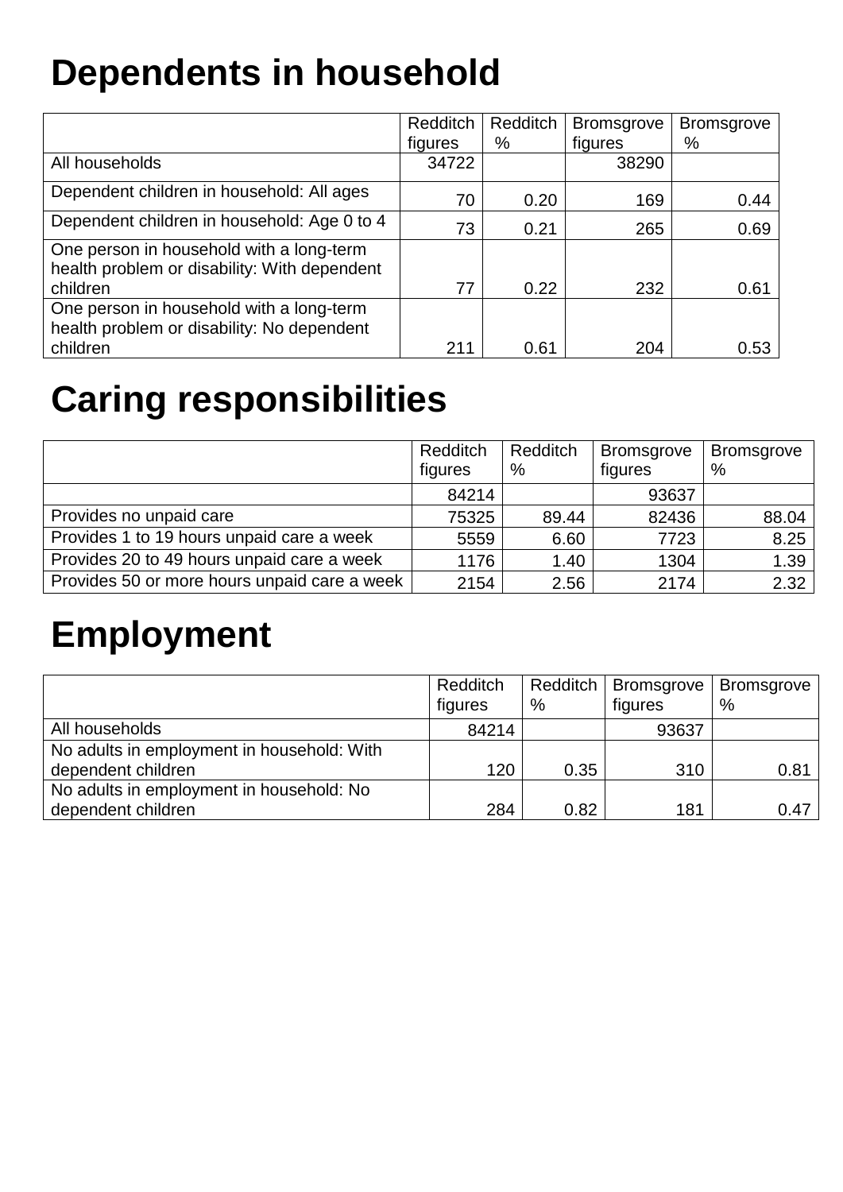# Dependents in household

| | Redditch figures | Redditch % | Bromsgrove figures | Bromsgrove % |
|---|---|---|---|---|
| All households | 34722 | | 38290 | |
| Dependent children in household: All ages | 70 | 0.20 | 169 | 0.44 |
| Dependent children in household: Age 0 to 4 | 73 | 0.21 | 265 | 0.69 |
| One person in household with a long-term health problem or disability: With dependent children | 77 | 0.22 | 232 | 0.61 |
| One person in household with a long-term health problem or disability: No dependent children | 211 | 0.61 | 204 | 0.53 |

# Caring responsibilities

| | Redditch figures | Redditch % | Bromsgrove figures | Bromsgrove % |
|---|---|---|---|---|
| | 84214 | | 93637 | |
| Provides no unpaid care | 75325 | 89.44 | 82436 | 88.04 |
| Provides 1 to 19 hours unpaid care a week | 5559 | 6.60 | 7723 | 8.25 |
| Provides 20 to 49 hours unpaid care a week | 1176 | 1.40 | 1304 | 1.39 |
| Provides 50 or more hours unpaid care a week | 2154 | 2.56 | 2174 | 2.32 |

# Employment

| | Redditch figures | Redditch % | Bromsgrove figures | Bromsgrove % |
|---|---|---|---|---|
| All households | 84214 | | 93637 | |
| No adults in employment in household: With dependent children | 120 | 0.35 | 310 | 0.81 |
| No adults in employment in household: No dependent children | 284 | 0.82 | 181 | 0.47 |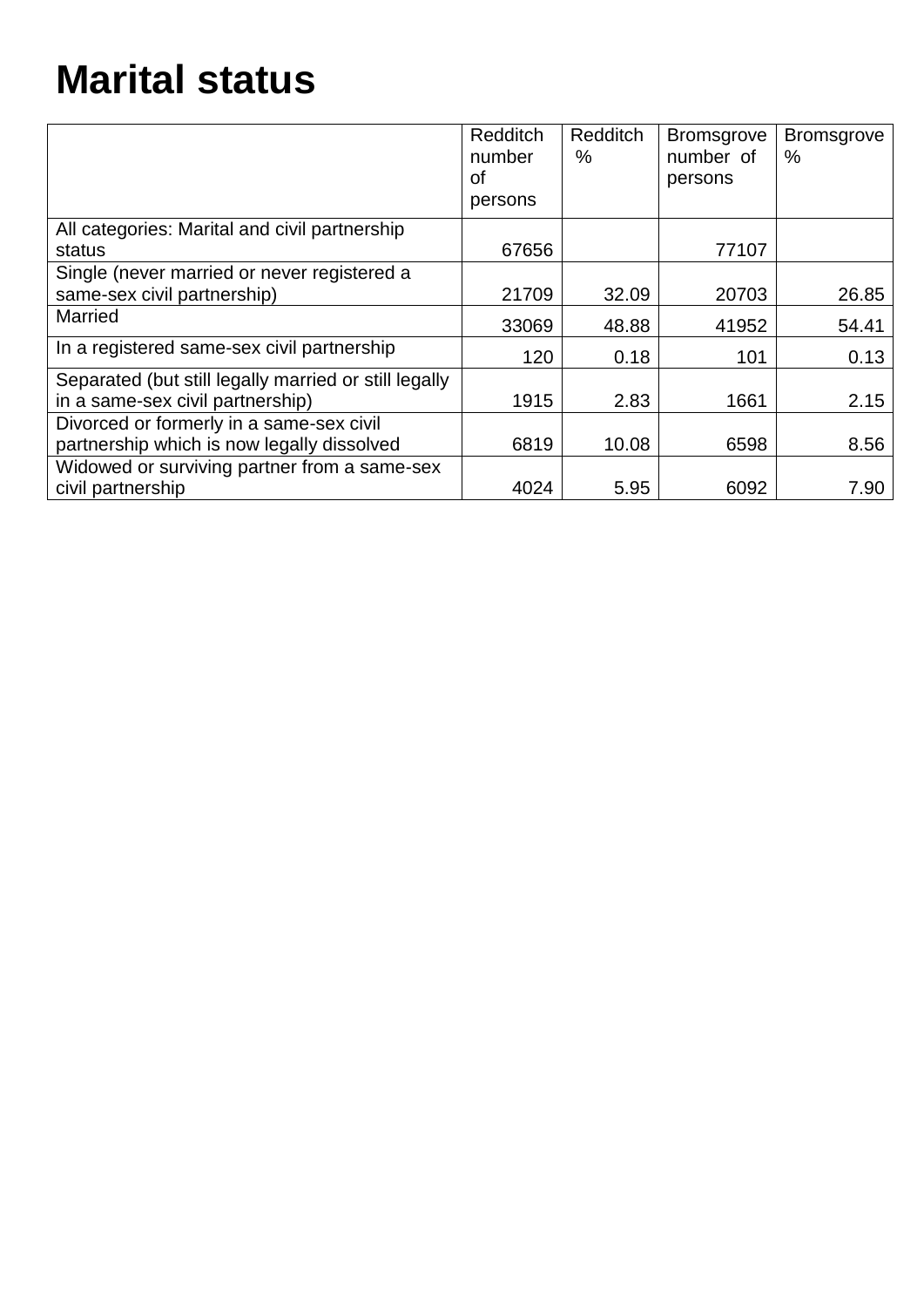# Marital status

| | Redditch number of persons | Redditch % | Bromsgrove number of persons | Bromsgrove % |
|---|---|---|---|---|
| All categories: Marital and civil partnership status | 67656 | | 77107 | |
| Single (never married or never registered a same-sex civil partnership) | 21709 | 32.09 | 20703 | 26.85 |
| Married | 33069 | 48.88 | 41952 | 54.41 |
| In a registered same-sex civil partnership | 120 | 0.18 | 101 | 0.13 |
| Separated (but still legally married or still legally in a same-sex civil partnership) | 1915 | 2.83 | 1661 | 2.15 |
| Divorced or formerly in a same-sex civil partnership which is now legally dissolved | 6819 | 10.08 | 6598 | 8.56 |
| Widowed or surviving partner from a same-sex civil partnership | 4024 | 5.95 | 6092 | 7.90 |